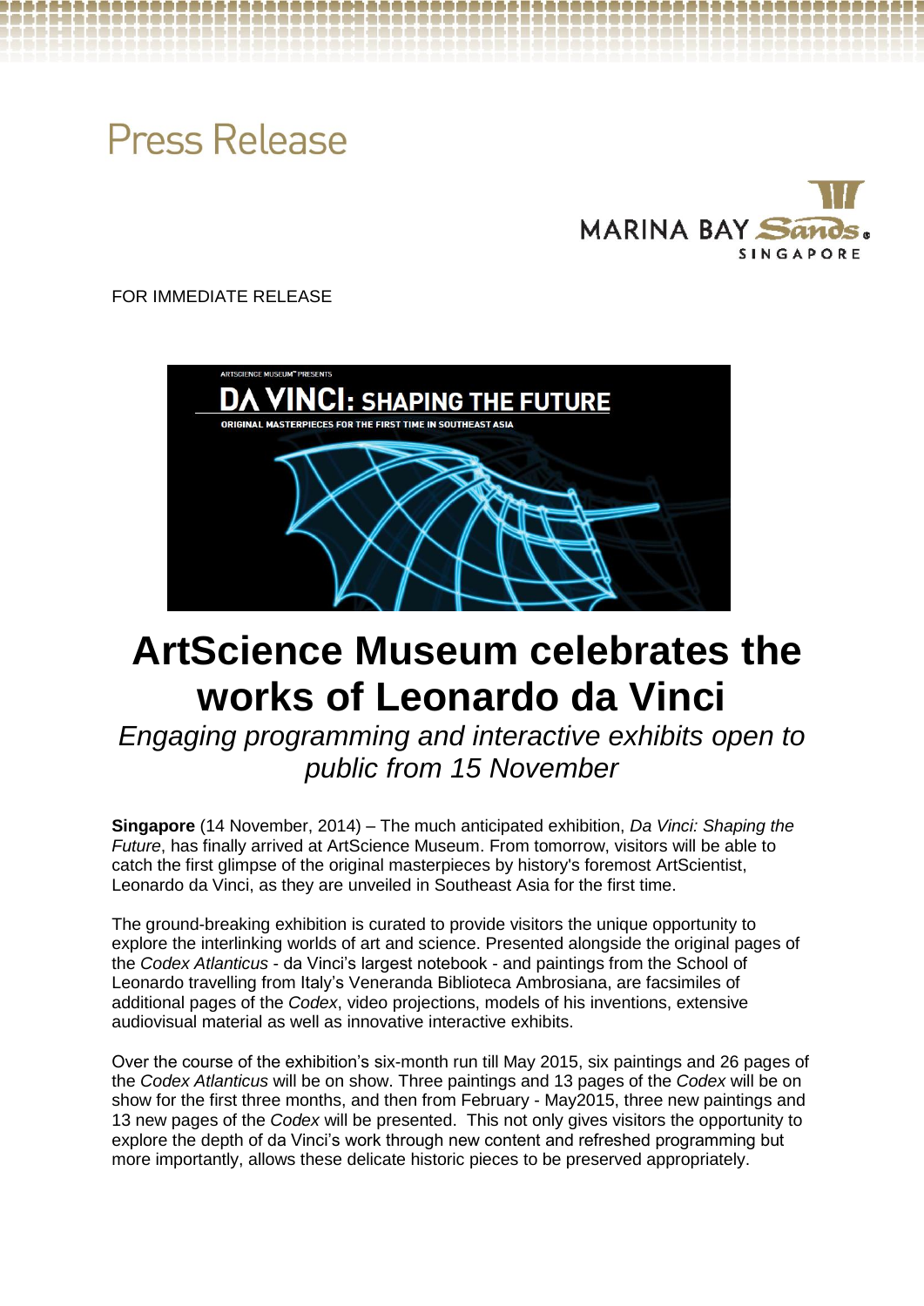# Press Release

FOR IMMEDIATE RELEASE

# ArtScience Museum celebrates the works of Leonardo da Vinci

*Engaging programming and interactive exhibits open to public from 15 November*

**Singapore** (14 November, 2014) – The much anticipated exhibition, *Da Vinci: Shaping the Future*, has finally arrived at ArtScience Museum. From tomorrow, visitors will be able to catch the first glimpse of the original masterpieces by history's foremost ArtScientist, Leonardo da Vinci, as they are unveiled in Southeast Asia for the first time.

The ground-breaking exhibition is curated to provide visitors the unique opportunity to explore the interlinking worlds of art and science. Presented alongside the original pages of the *Codex Atlanticus* - da Vinci's largest notebook - and paintings from the School of Leonardo travelling from Italy's Veneranda Biblioteca Ambrosiana, are facsimiles of additional pages of the *Codex*, video projections, models of his inventions, extensive audiovisual material as well as innovative interactive exhibits.

Over the course of the exhibition's six-month run till May 2015, six paintings and 26 pages of the *Codex Atlanticus* will be on show. Three paintings and 13 pages of the *Codex* will be on show for the first three months, and then from February - May2015, three new paintings and 13 new pages of the *Codex* will be presented. This not only gives visitors the opportunity to explore the depth of da Vinci's work through new content and refreshed programming but more importantly, allows these delicate historic pieces to be preserved appropriately.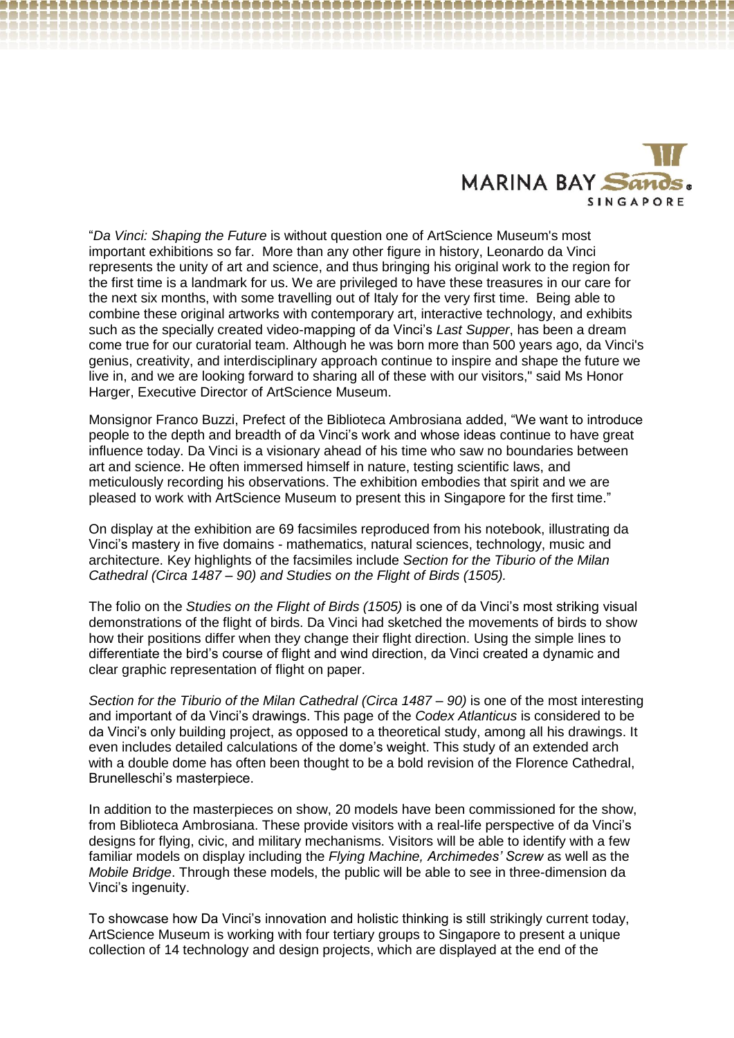"*Da Vinci: Shaping the Future* is without question one of ArtScience Museum's most important exhibitions so far. More than any other figure in history, Leonardo da Vinci represents the unity of art and science, and thus bringing his original work to the region for the first time is a landmark for us. We are privileged to have these treasures in our care for the next six months, with some travelling out of Italy for the very first time. Being able to combine these original artworks with contemporary art, interactive technology, and exhibits such as the specially created video-mapping of da Vinci's *Last Supper*, has been a dream come true for our curatorial team. Although he was born more than 500 years ago, da Vinci's genius, creativity, and interdisciplinary approach continue to inspire and shape the future we live in, and we are looking forward to sharing all of these with our visitors," said Ms Honor Harger, Executive Director of ArtScience Museum.

Monsignor Franco Buzzi, Prefect of the Biblioteca Ambrosiana added, "We want to introduce people to the depth and breadth of da Vinci's work and whose ideas continue to have great influence today. Da Vinci is a visionary ahead of his time who saw no boundaries between art and science. He often immersed himself in nature, testing scientific laws, and meticulously recording his observations. The exhibition embodies that spirit and we are pleased to work with ArtScience Museum to present this in Singapore for the first time."

On display at the exhibition are 69 facsimiles reproduced from his notebook, illustrating da Vinci's mastery in five domains - mathematics, natural sciences, technology, music and architecture. Key highlights of the facsimiles include *Section for the Tiburio of the Milan Cathedral (Circa 1487 – 90) and Studies on the Flight of Birds (1505).*

The folio on the *Studies on the Flight of Birds (1505)* is one of da Vinci's most striking visual demonstrations of the flight of birds. Da Vinci had sketched the movements of birds to show how their positions differ when they change their flight direction. Using the simple lines to differentiate the bird's course of flight and wind direction, da Vinci created a dynamic and clear graphic representation of flight on paper.

*Section for the Tiburio of the Milan Cathedral (Circa 1487 – 90)* is one of the most interesting and important of da Vinci's drawings. This page of the *Codex Atlanticus* is considered to be da Vinci's only building project, as opposed to a theoretical study, among all his drawings. It even includes detailed calculations of the dome's weight. This study of an extended arch with a double dome has often been thought to be a bold revision of the Florence Cathedral, Brunelleschi's masterpiece.

In addition to the masterpieces on show, 20 models have been commissioned for the show, from Biblioteca Ambrosiana. These provide visitors with a real-life perspective of da Vinci's designs for flying, civic, and military mechanisms. Visitors will be able to identify with a few familiar models on display including the *Flying Machine, Archimedes' Screw* as well as the *Mobile Bridge*. Through these models, the public will be able to see in three-dimension da Vinci's ingenuity.

To showcase how Da Vinci's innovation and holistic thinking is still strikingly current today, ArtScience Museum is working with four tertiary groups to Singapore to present a unique collection of 14 technology and design projects, which are displayed at the end of the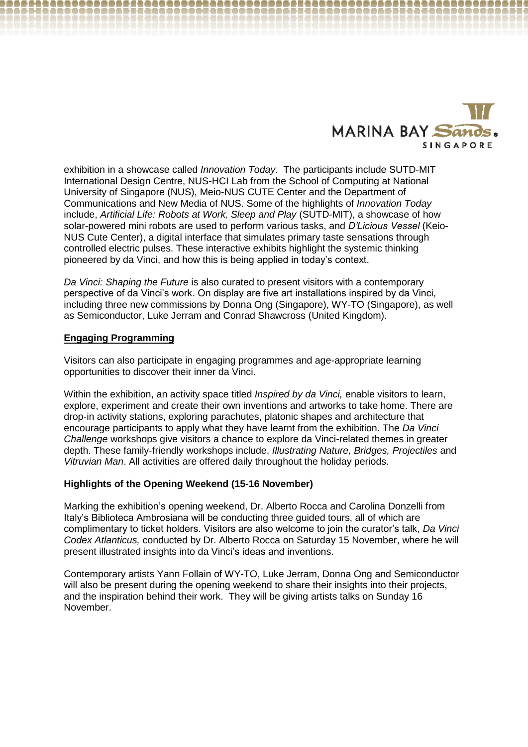exhibition in a showcase called *Innovation Today*. The participants include SUTD-MIT International Design Centre, NUS-HCI Lab from the School of Computing at National University of Singapore (NUS), Meio-NUS CUTE Center and the Department of Communications and New Media of NUS. Some of the highlights of *Innovation Today* include, *Artificial Life: Robots at Work, Sleep and Play* (SUTD-MIT), a showcase of how solar-powered mini robots are used to perform various tasks, and *D'Licious Vessel* (Keio-NUS Cute Center), a digital interface that simulates primary taste sensations through controlled electric pulses. These interactive exhibits highlight the systemic thinking pioneered by da Vinci, and how this is being applied in today's context.

*Da Vinci: Shaping the Future* is also curated to present visitors with a contemporary perspective of da Vinci's work. On display are five art installations inspired by da Vinci, including three new commissions by Donna Ong (Singapore), WY-TO (Singapore), as well as Semiconductor, Luke Jerram and Conrad Shawcross (United Kingdom).

**Engaging Programming**

Visitors can also participate in engaging programmes and age-appropriate learning opportunities to discover their inner da Vinci.

Within the exhibition, an activity space titled *Inspired by da Vinci,* enable visitors to learn, explore, experiment and create their own inventions and artworks to take home. There are drop-in activity stations, exploring parachutes, platonic shapes and architecture that encourage participants to apply what they have learnt from the exhibition. The *Da Vinci Challenge* workshops give visitors a chance to explore da Vinci-related themes in greater depth. These family-friendly workshops include, *Illustrating Nature, Bridges, Projectiles* and *Vitruvian Man*. All activities are offered daily throughout the holiday periods.

**Highlights of the Opening Weekend (15-16 November)**

Marking the exhibition's opening weekend, Dr. Alberto Rocca and Carolina Donzelli from Italy's Biblioteca Ambrosiana will be conducting three guided tours, all of which are complimentary to ticket holders. Visitors are also welcome to join the curator's talk, *Da Vinci Codex Atlanticus,* conducted by Dr. Alberto Rocca on Saturday 15 November, where he will present illustrated insights into da Vinci's ideas and inventions.

Contemporary artists Yann Follain of WY-TO, Luke Jerram, Donna Ong and Semiconductor will also be present during the opening weekend to share their insights into their projects, and the inspiration behind their work. They will be giving artists talks on Sunday 16 November.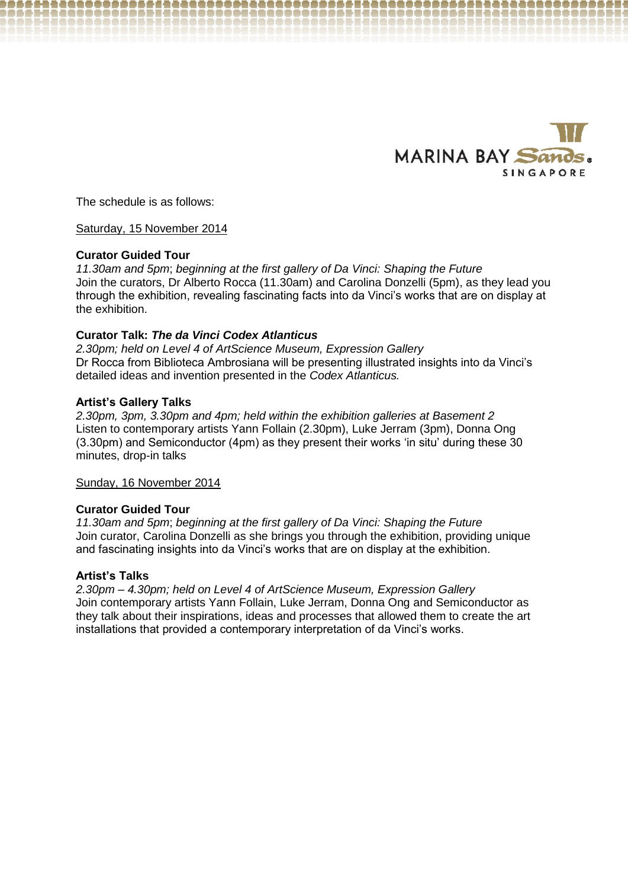The schedule is as follows:

Saturday, 15 November 2014

**Curator Guided Tour**
*11.30am and 5pm*; *beginning at the first gallery of Da Vinci: Shaping the Future*
Join the curators, Dr Alberto Rocca (11.30am) and Carolina Donzelli (5pm), as they lead you through the exhibition, revealing fascinating facts into da Vinci's works that are on display at the exhibition.

**Curator Talk: *The da Vinci Codex Atlanticus***
*2.30pm; held on Level 4 of ArtScience Museum, Expression Gallery*
Dr Rocca from Biblioteca Ambrosiana will be presenting illustrated insights into da Vinci's detailed ideas and invention presented in the *Codex Atlanticus.*

**Artist's Gallery Talks**
*2.30pm, 3pm, 3.30pm and 4pm; held within the exhibition galleries at Basement 2*
Listen to contemporary artists Yann Follain (2.30pm), Luke Jerram (3pm), Donna Ong (3.30pm) and Semiconductor (4pm) as they present their works 'in situ' during these 30 minutes, drop-in talks

Sunday, 16 November 2014

**Curator Guided Tour**
*11.30am and 5pm*; *beginning at the first gallery of Da Vinci: Shaping the Future*
Join curator, Carolina Donzelli as she brings you through the exhibition, providing unique and fascinating insights into da Vinci's works that are on display at the exhibition.

**Artist's Talks**
*2.30pm – 4.30pm; held on Level 4 of ArtScience Museum, Expression Gallery*
Join contemporary artists Yann Follain, Luke Jerram, Donna Ong and Semiconductor as they talk about their inspirations, ideas and processes that allowed them to create the art installations that provided a contemporary interpretation of da Vinci's works.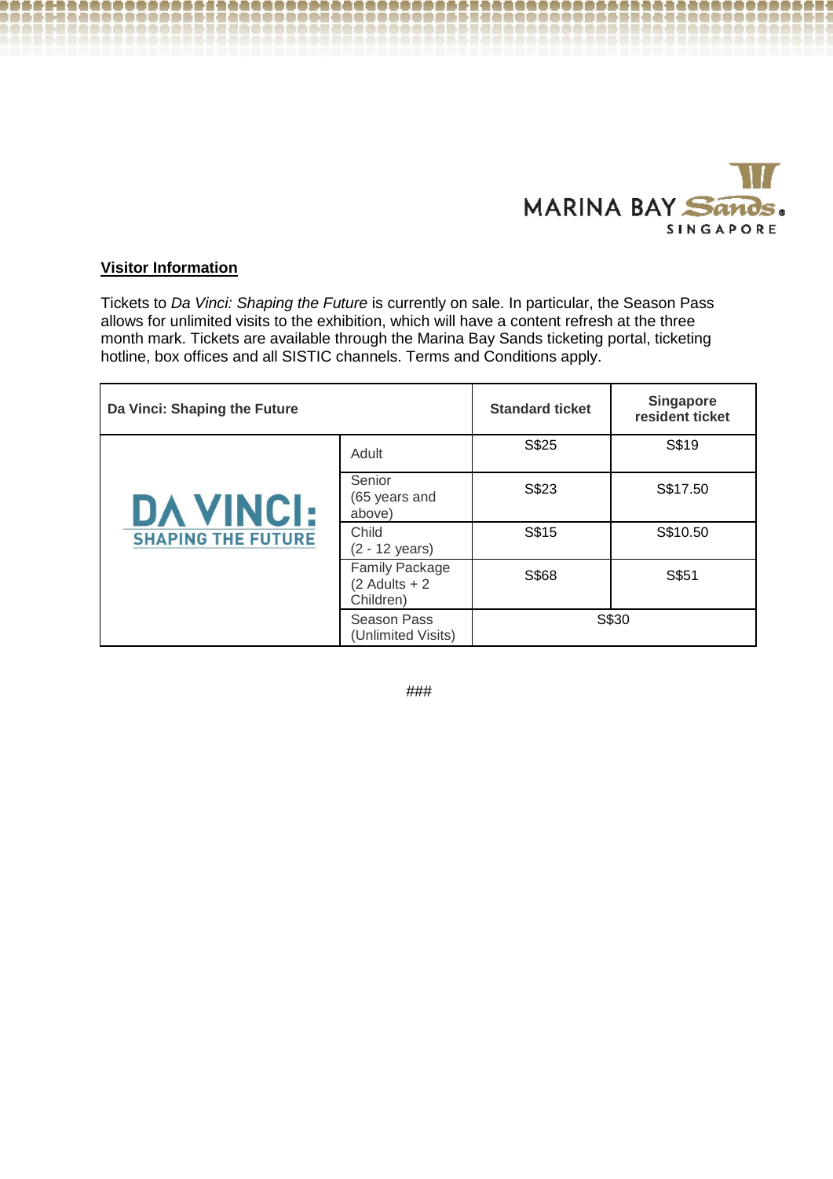## Visitor Information

Tickets to *Da Vinci: Shaping the Future* is currently on sale. In particular, the Season Pass allows for unlimited visits to the exhibition, which will have a content refresh at the three month mark. Tickets are available through the Marina Bay Sands ticketing portal, ticketing hotline, box offices and all SISTIC channels. Terms and Conditions apply.

| Da Vinci: Shaping the Future | | Standard ticket | Singapore resident ticket |
|---|---|---|---|
| DA VINCI: SHAPING THE FUTURE | Adult | S$25 | S$19 |
| | Senior (65 years and above) | S$23 | S$17.50 |
| | Child (2 - 12 years) | S$15 | S$10.50 |
| | Family Package (2 Adults + 2 Children) | S$68 | S$51 |
| | Season Pass (Unlimited Visits) | S$30 | |

###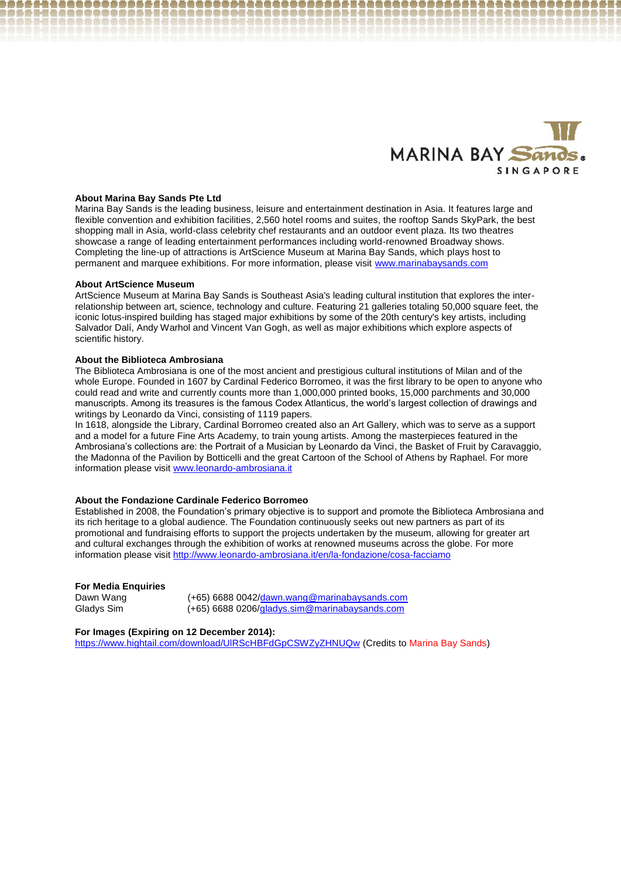MARINA BAY Sands SINGAPORE

**About Marina Bay Sands Pte Ltd**
Marina Bay Sands is the leading business, leisure and entertainment destination in Asia. It features large and flexible convention and exhibition facilities, 2,560 hotel rooms and suites, the rooftop Sands SkyPark, the best shopping mall in Asia, world-class celebrity chef restaurants and an outdoor event plaza. Its two theatres showcase a range of leading entertainment performances including world-renowned Broadway shows. Completing the line-up of attractions is ArtScience Museum at Marina Bay Sands, which plays host to permanent and marquee exhibitions. For more information, please visit www.marinabaysands.com

**About ArtScience Museum**
ArtScience Museum at Marina Bay Sands is Southeast Asia's leading cultural institution that explores the inter-relationship between art, science, technology and culture. Featuring 21 galleries totaling 50,000 square feet, the iconic lotus-inspired building has staged major exhibitions by some of the 20th century's key artists, including Salvador Dalí, Andy Warhol and Vincent Van Gogh, as well as major exhibitions which explore aspects of scientific history.

**About the Biblioteca Ambrosiana**
The Biblioteca Ambrosiana is one of the most ancient and prestigious cultural institutions of Milan and of the whole Europe. Founded in 1607 by Cardinal Federico Borromeo, it was the first library to be open to anyone who could read and write and currently counts more than 1,000,000 printed books, 15,000 parchments and 30,000 manuscripts. Among its treasures is the famous Codex Atlanticus, the world's largest collection of drawings and writings by Leonardo da Vinci, consisting of 1119 papers.
In 1618, alongside the Library, Cardinal Borromeo created also an Art Gallery, which was to serve as a support and a model for a future Fine Arts Academy, to train young artists. Among the masterpieces featured in the Ambrosiana's collections are: the Portrait of a Musician by Leonardo da Vinci, the Basket of Fruit by Caravaggio, the Madonna of the Pavilion by Botticelli and the great Cartoon of the School of Athens by Raphael. For more information please visit www.leonardo-ambrosiana.it

**About the Fondazione Cardinale Federico Borromeo**
Established in 2008, the Foundation's primary objective is to support and promote the Biblioteca Ambrosiana and its rich heritage to a global audience. The Foundation continuously seeks out new partners as part of its promotional and fundraising efforts to support the projects undertaken by the museum, allowing for greater art and cultural exchanges through the exhibition of works at renowned museums across the globe. For more information please visit http://www.leonardo-ambrosiana.it/en/la-fondazione/cosa-facciamo

**For Media Enquiries**

| | |
|---|---|
| Dawn Wang | (+65) 6688 0042/dawn.wang@marinabaysands.com |
| Gladys Sim | (+65) 6688 0206/gladys.sim@marinabaysands.com |

**For Images (Expiring on 12 December 2014):**
https://www.hightail.com/download/UlRScHBFdGpCSWZyZHNUQw (Credits to Marina Bay Sands)